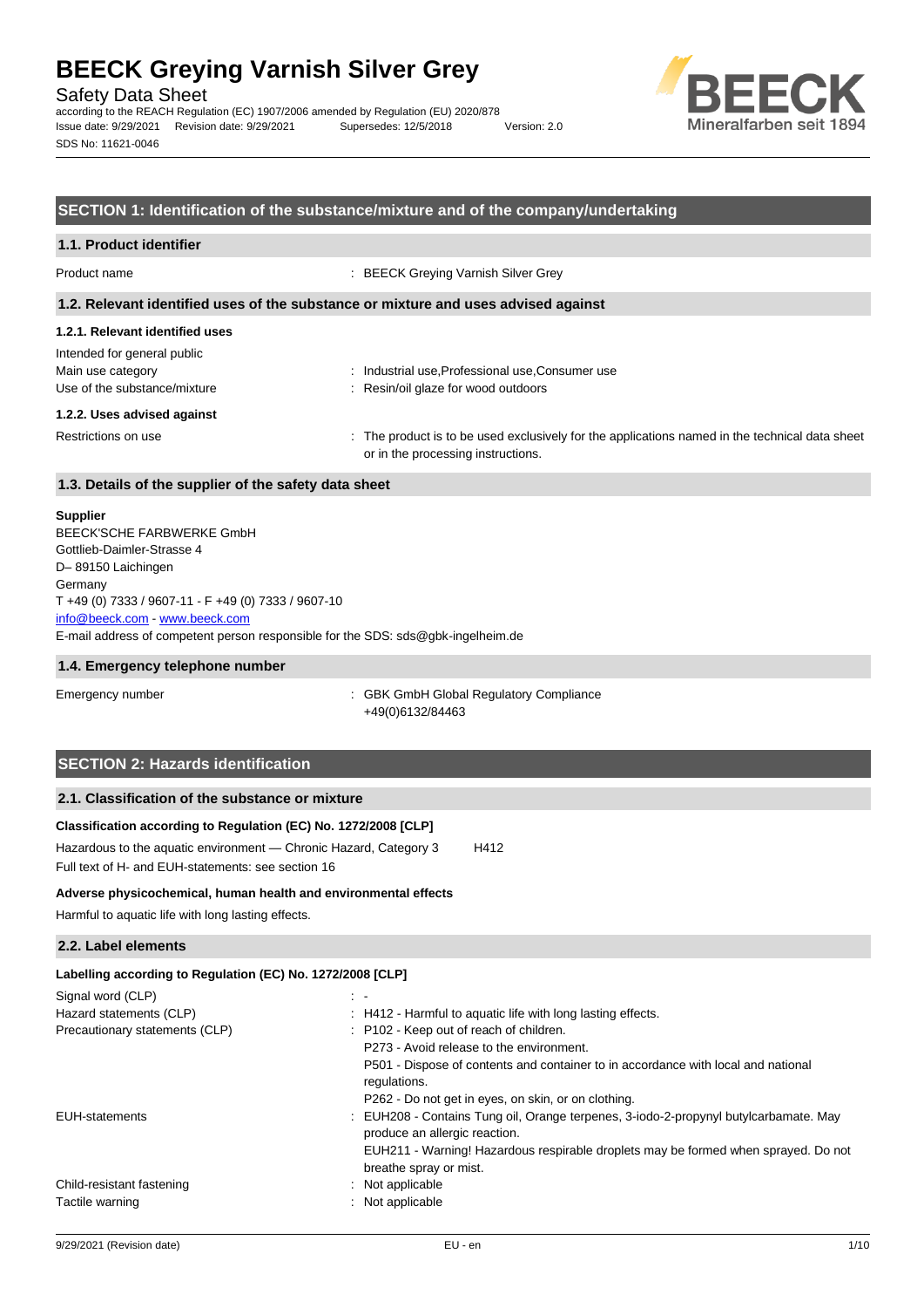# BEECK Greying Varnish Silver Grey

Safety Data Sheet

according to the REACH Regulation (EC) 1907/2006 amended by Regulation (EU) 2020/878

Issue date: 9/29/2021 Revision date: 9/29/2021 Supersedes: 12/5/2018 Version: 2.0

SDS No: 11621-0046

## SECTION 1: Identification of the substance/mixture and of the company/undertaking

### 1.1. Product identifier

Product name : BEECK Greying Varnish Silver Grey

### 1.2. Relevant identified uses of the substance or mixture and uses advised against

#### 1.2.1. Relevant identified uses

Intended for general public

Main use category : Industrial use,Professional use,Consumer use

Use of the substance/mixture : Resin/oil glaze for wood outdoors

#### 1.2.2. Uses advised against

Restrictions on use : The product is to be used exclusively for the applications named in the technical data sheet or in the processing instructions.

### 1.3. Details of the supplier of the safety data sheet

**Supplier**

BEECK'SCHE FARBWERKE GmbH
Gottlieb-Daimler-Strasse 4
D– 89150 Laichingen
Germany
T +49 (0) 7333 / 9607-11 - F +49 (0) 7333 / 9607-10
info@beeck.com - www.beeck.com

E-mail address of competent person responsible for the SDS: sds@gbk-ingelheim.de

### 1.4. Emergency telephone number

Emergency number : GBK GmbH Global Regulatory Compliance
+49(0)6132/84463

## SECTION 2: Hazards identification

### 2.1. Classification of the substance or mixture

**Classification according to Regulation (EC) No. 1272/2008 [CLP]**

Hazardous to the aquatic environment — Chronic Hazard, Category 3 H412

Full text of H- and EUH-statements: see section 16

**Adverse physicochemical, human health and environmental effects**

Harmful to aquatic life with long lasting effects.

### 2.2. Label elements

**Labelling according to Regulation (EC) No. 1272/2008 [CLP]**

Signal word (CLP) : -

Hazard statements (CLP) : H412 - Harmful to aquatic life with long lasting effects.

Precautionary statements (CLP) : P102 - Keep out of reach of children.
P273 - Avoid release to the environment.
P501 - Dispose of contents and container to in accordance with local and national regulations.
P262 - Do not get in eyes, on skin, or on clothing.

EUH-statements : EUH208 - Contains Tung oil, Orange terpenes, 3-iodo-2-propynyl butylcarbamate. May produce an allergic reaction.
EUH211 - Warning! Hazardous respirable droplets may be formed when sprayed. Do not breathe spray or mist.

Child-resistant fastening : Not applicable

Tactile warning : Not applicable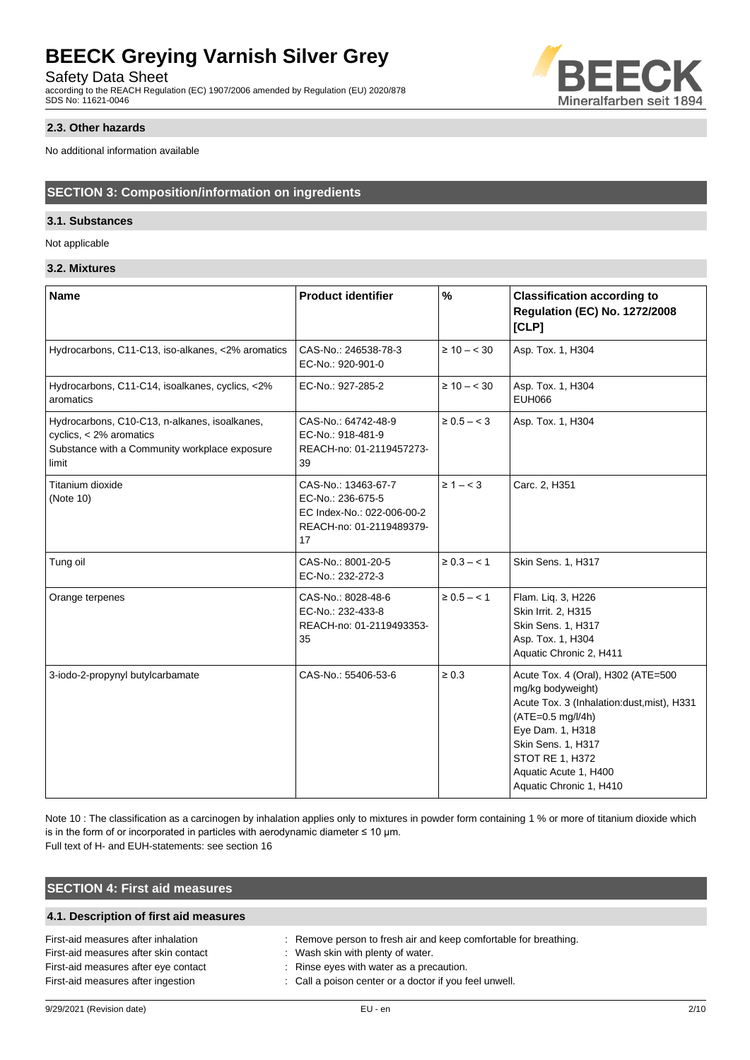### 2.3. Other hazards

No additional information available

## SECTION 3: Composition/information on ingredients

### 3.1. Substances

Not applicable

### 3.2. Mixtures

| Name | Product identifier | % | Classification according to Regulation (EC) No. 1272/2008 [CLP] |
|---|---|---|---|
| Hydrocarbons, C11-C13, iso-alkanes, <2% aromatics | CAS-No.: 246538-78-3<br>EC-No.: 920-901-0 | ≥ 10 – < 30 | Asp. Tox. 1, H304 |
| Hydrocarbons, C11-C14, isoalkanes, cyclics, <2% aromatics | EC-No.: 927-285-2 | ≥ 10 – < 30 | Asp. Tox. 1, H304<br>EUH066 |
| Hydrocarbons, C10-C13, n-alkanes, isoalkanes, cyclics, < 2% aromatics<br>Substance with a Community workplace exposure limit | CAS-No.: 64742-48-9<br>EC-No.: 918-481-9<br>REACH-no: 01-2119457273-39 | ≥ 0.5 – < 3 | Asp. Tox. 1, H304 |
| Titanium dioxide<br>(Note 10) | CAS-No.: 13463-67-7<br>EC-No.: 236-675-5<br>EC Index-No.: 022-006-00-2<br>REACH-no: 01-2119489379-17 | ≥ 1 – < 3 | Carc. 2, H351 |
| Tung oil | CAS-No.: 8001-20-5<br>EC-No.: 232-272-3 | ≥ 0.3 – < 1 | Skin Sens. 1, H317 |
| Orange terpenes | CAS-No.: 8028-48-6<br>EC-No.: 232-433-8<br>REACH-no: 01-2119493353-35 | ≥ 0.5 – < 1 | Flam. Liq. 3, H226<br>Skin Irrit. 2, H315<br>Skin Sens. 1, H317<br>Asp. Tox. 1, H304<br>Aquatic Chronic 2, H411 |
| 3-iodo-2-propynyl butylcarbamate | CAS-No.: 55406-53-6 | ≥ 0.3 | Acute Tox. 4 (Oral), H302 (ATE=500 mg/kg bodyweight)<br>Acute Tox. 3 (Inhalation:dust,mist), H331 (ATE=0.5 mg/l/4h)<br>Eye Dam. 1, H318<br>Skin Sens. 1, H317<br>STOT RE 1, H372<br>Aquatic Acute 1, H400<br>Aquatic Chronic 1, H410 |

Note 10 : The classification as a carcinogen by inhalation applies only to mixtures in powder form containing 1 % or more of titanium dioxide which is in the form of or incorporated in particles with aerodynamic diameter ≤ 10 μm.
Full text of H- and EUH-statements: see section 16

## SECTION 4: First aid measures

### 4.1. Description of first aid measures

First-aid measures after inhalation : Remove person to fresh air and keep comfortable for breathing.
First-aid measures after skin contact : Wash skin with plenty of water.
First-aid measures after eye contact : Rinse eyes with water as a precaution.
First-aid measures after ingestion : Call a poison center or a doctor if you feel unwell.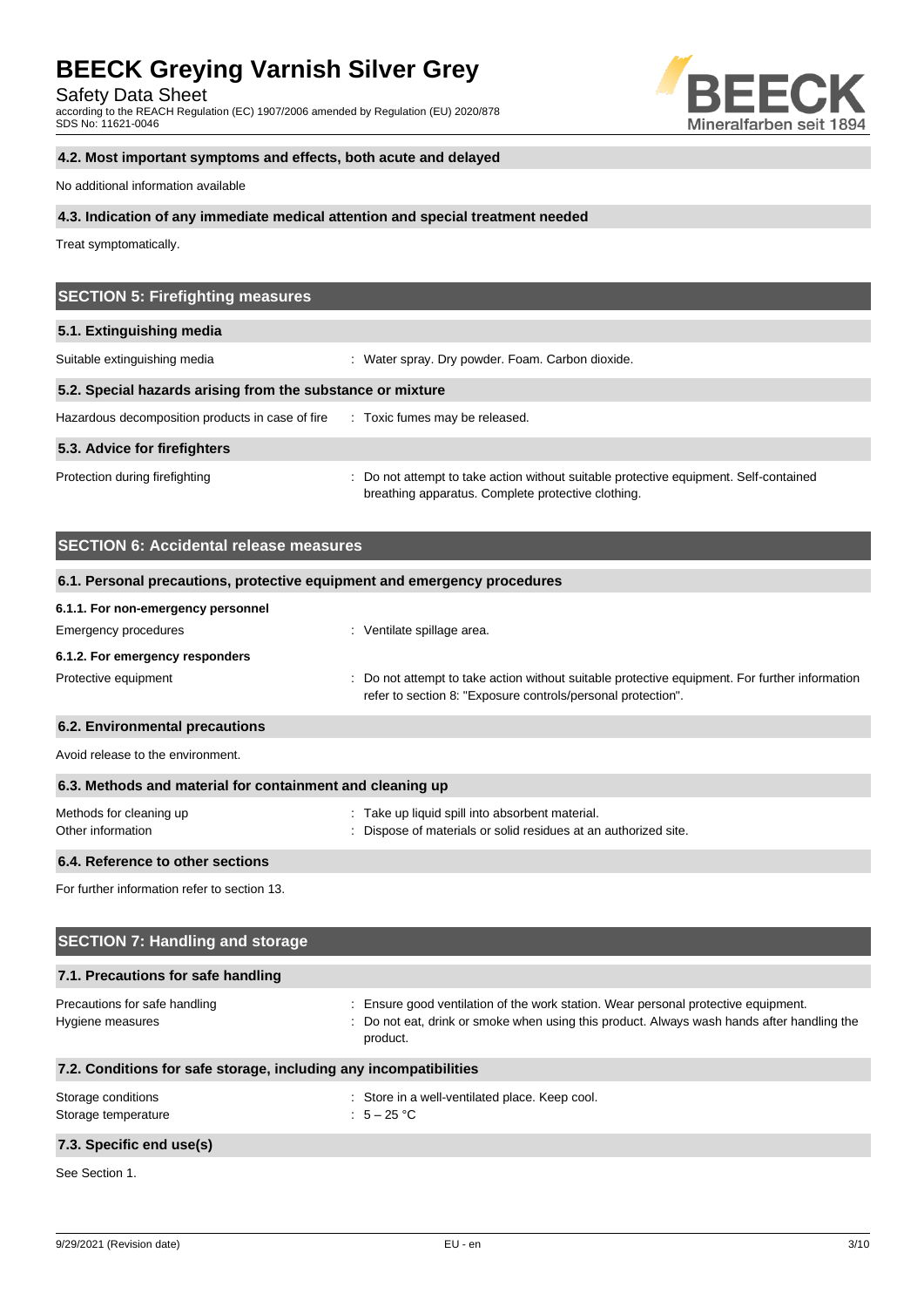### 4.2. Most important symptoms and effects, both acute and delayed

No additional information available

### 4.3. Indication of any immediate medical attention and special treatment needed

Treat symptomatically.

## SECTION 5: Firefighting measures

### 5.1. Extinguishing media

| | |
|---|---|
| Suitable extinguishing media | : Water spray. Dry powder. Foam. Carbon dioxide. |

### 5.2. Special hazards arising from the substance or mixture

| | |
|---|---|
| Hazardous decomposition products in case of fire | : Toxic fumes may be released. |

### 5.3. Advice for firefighters

| | |
|---|---|
| Protection during firefighting | : Do not attempt to take action without suitable protective equipment. Self-contained breathing apparatus. Complete protective clothing. |

## SECTION 6: Accidental release measures

### 6.1. Personal precautions, protective equipment and emergency procedures

#### 6.1.1. For non-emergency personnel

| | |
|---|---|
| Emergency procedures | : Ventilate spillage area. |

#### 6.1.2. For emergency responders

| | |
|---|---|
| Protective equipment | : Do not attempt to take action without suitable protective equipment. For further information refer to section 8: "Exposure controls/personal protection". |

### 6.2. Environmental precautions

Avoid release to the environment.

### 6.3. Methods and material for containment and cleaning up

| | |
|---|---|
| Methods for cleaning up | : Take up liquid spill into absorbent material. |
| Other information | : Dispose of materials or solid residues at an authorized site. |

### 6.4. Reference to other sections

For further information refer to section 13.

## SECTION 7: Handling and storage

### 7.1. Precautions for safe handling

| | |
|---|---|
| Precautions for safe handling | : Ensure good ventilation of the work station. Wear personal protective equipment. |
| Hygiene measures | : Do not eat, drink or smoke when using this product. Always wash hands after handling the product. |

### 7.2. Conditions for safe storage, including any incompatibilities

| | |
|---|---|
| Storage conditions | : Store in a well-ventilated place. Keep cool. |
| Storage temperature | : 5 – 25 °C |

### 7.3. Specific end use(s)

See Section 1.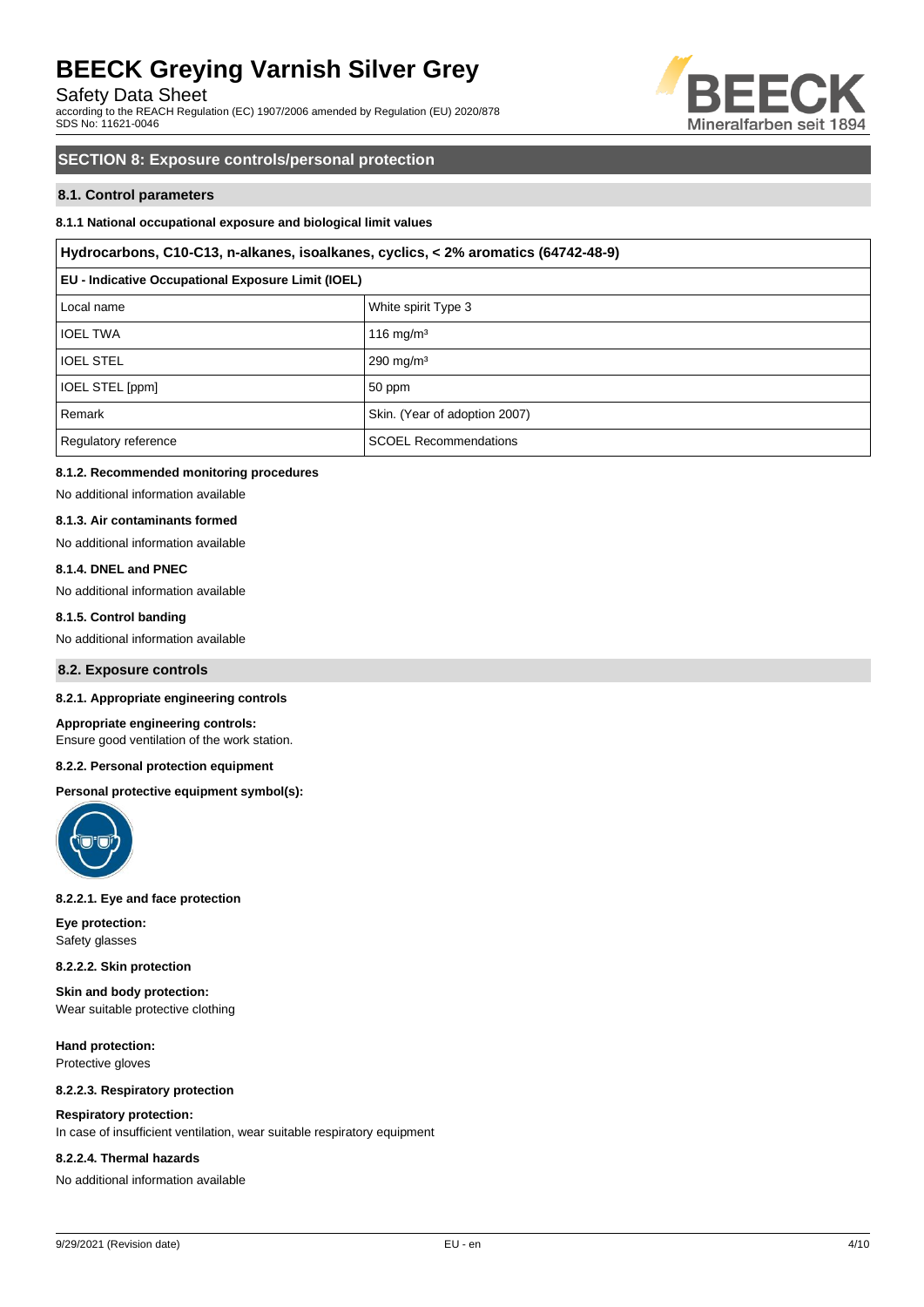## SECTION 8: Exposure controls/personal protection

### 8.1. Control parameters

#### 8.1.1 National occupational exposure and biological limit values

| Hydrocarbons, C10-C13, n-alkanes, isoalkanes, cyclics, < 2% aromatics (64742-48-9) | |
|---|---|
| **EU - Indicative Occupational Exposure Limit (IOEL)** | |
| Local name | White spirit Type 3 |
| IOEL TWA | 116 mg/m³ |
| IOEL STEL | 290 mg/m³ |
| IOEL STEL [ppm] | 50 ppm |
| Remark | Skin. (Year of adoption 2007) |
| Regulatory reference | SCOEL Recommendations |

#### 8.1.2. Recommended monitoring procedures

No additional information available

#### 8.1.3. Air contaminants formed

No additional information available

#### 8.1.4. DNEL and PNEC

No additional information available

#### 8.1.5. Control banding

No additional information available

### 8.2. Exposure controls

#### 8.2.1. Appropriate engineering controls

**Appropriate engineering controls:**
Ensure good ventilation of the work station.

#### 8.2.2. Personal protection equipment

**Personal protective equipment symbol(s):**

#### 8.2.2.1. Eye and face protection

**Eye protection:**
Safety glasses

#### 8.2.2.2. Skin protection

**Skin and body protection:**
Wear suitable protective clothing

**Hand protection:**
Protective gloves

#### 8.2.2.3. Respiratory protection

**Respiratory protection:**
In case of insufficient ventilation, wear suitable respiratory equipment

#### 8.2.2.4. Thermal hazards

No additional information available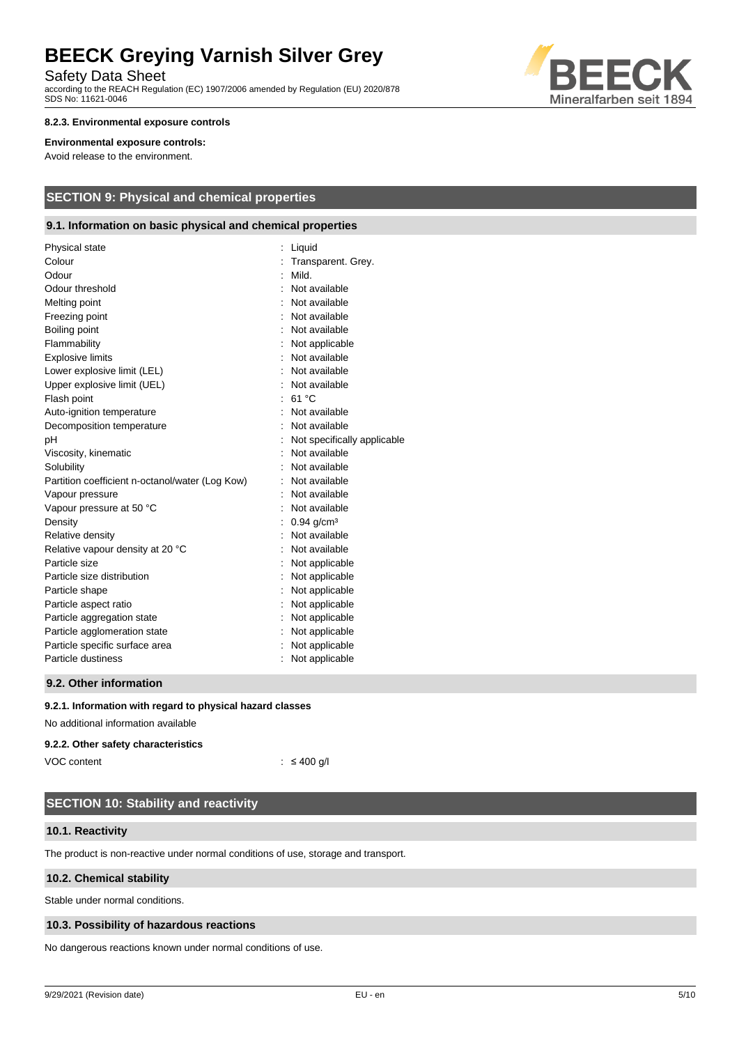#### 8.2.3. Environmental exposure controls

**Environmental exposure controls:**

Avoid release to the environment.

## SECTION 9: Physical and chemical properties

### 9.1. Information on basic physical and chemical properties

| Property | Value |
|---|---|
| Physical state | Liquid |
| Colour | Transparent. Grey. |
| Odour | Mild. |
| Odour threshold | Not available |
| Melting point | Not available |
| Freezing point | Not available |
| Boiling point | Not available |
| Flammability | Not applicable |
| Explosive limits | Not available |
| Lower explosive limit (LEL) | Not available |
| Upper explosive limit (UEL) | Not available |
| Flash point | 61 °C |
| Auto-ignition temperature | Not available |
| Decomposition temperature | Not available |
| pH | Not specifically applicable |
| Viscosity, kinematic | Not available |
| Solubility | Not available |
| Partition coefficient n-octanol/water (Log Kow) | Not available |
| Vapour pressure | Not available |
| Vapour pressure at 50 °C | Not available |
| Density | 0.94 g/cm³ |
| Relative density | Not available |
| Relative vapour density at 20 °C | Not available |
| Particle size | Not applicable |
| Particle size distribution | Not applicable |
| Particle shape | Not applicable |
| Particle aspect ratio | Not applicable |
| Particle aggregation state | Not applicable |
| Particle agglomeration state | Not applicable |
| Particle specific surface area | Not applicable |
| Particle dustiness | Not applicable |

### 9.2. Other information

#### 9.2.1. Information with regard to physical hazard classes

No additional information available

#### 9.2.2. Other safety characteristics

VOC content : ≤ 400 g/l

## SECTION 10: Stability and reactivity

### 10.1. Reactivity

The product is non-reactive under normal conditions of use, storage and transport.

### 10.2. Chemical stability

Stable under normal conditions.

### 10.3. Possibility of hazardous reactions

No dangerous reactions known under normal conditions of use.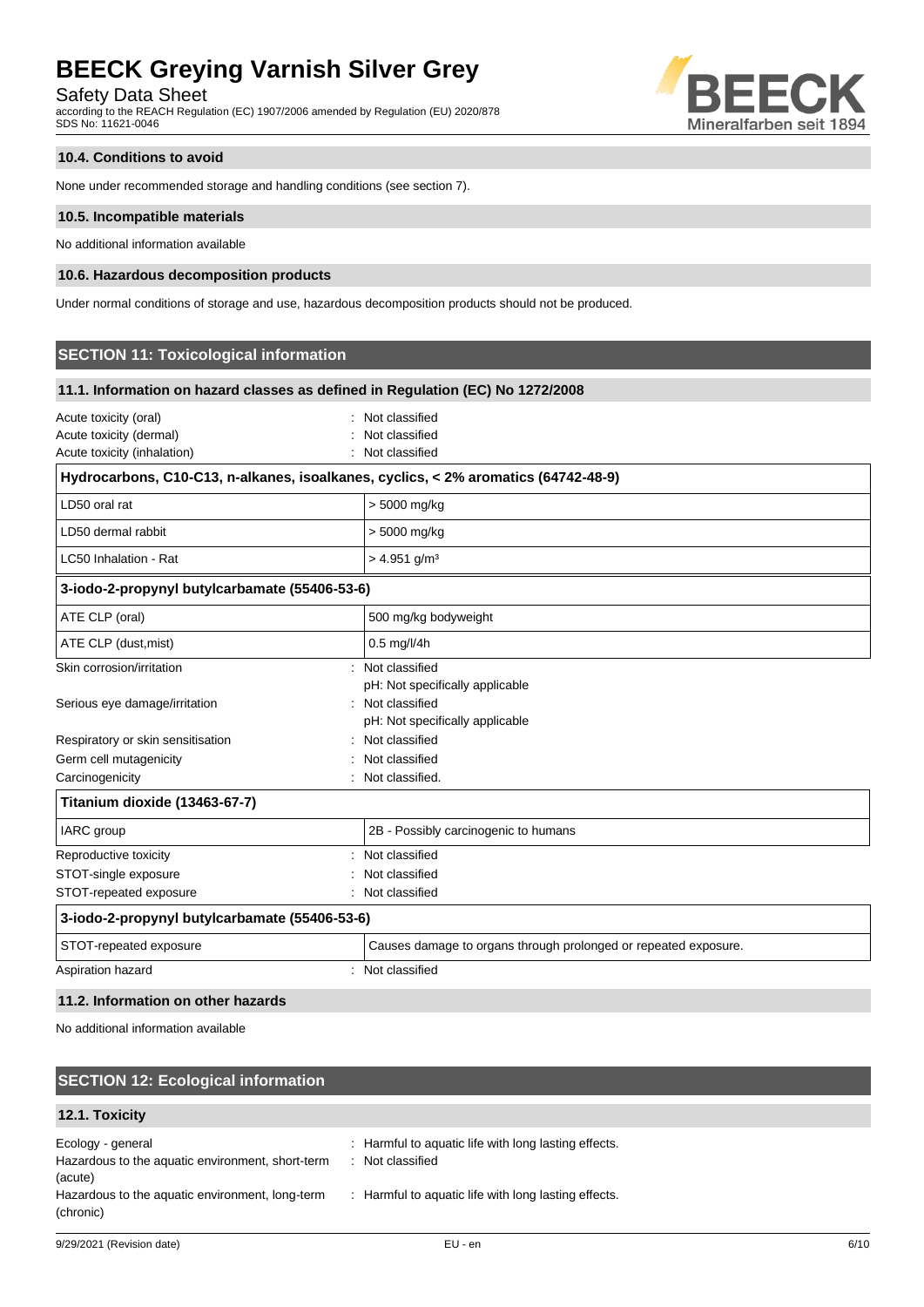#### 10.4. Conditions to avoid

None under recommended storage and handling conditions (see section 7).

#### 10.5. Incompatible materials

No additional information available

#### 10.6. Hazardous decomposition products

Under normal conditions of storage and use, hazardous decomposition products should not be produced.

## SECTION 11: Toxicological information

#### 11.1. Information on hazard classes as defined in Regulation (EC) No 1272/2008

Acute toxicity (oral) : Not classified
Acute toxicity (dermal) : Not classified
Acute toxicity (inhalation) : Not classified

| Hydrocarbons, C10-C13, n-alkanes, isoalkanes, cyclics, < 2% aromatics (64742-48-9) | |
|---|---|
| LD50 oral rat | > 5000 mg/kg |
| LD50 dermal rabbit | > 5000 mg/kg |
| LC50 Inhalation - Rat | > 4.951 g/m³ |

| 3-iodo-2-propynyl butylcarbamate (55406-53-6) | |
|---|---|
| ATE CLP (oral) | 500 mg/kg bodyweight |
| ATE CLP (dust,mist) | 0.5 mg/l/4h |

Skin corrosion/irritation : Not classified
pH: Not specifically applicable
Serious eye damage/irritation : Not classified
pH: Not specifically applicable
Respiratory or skin sensitisation : Not classified
Germ cell mutagenicity : Not classified
Carcinogenicity : Not classified.

| Titanium dioxide (13463-67-7) | |
|---|---|
| IARC group | 2B - Possibly carcinogenic to humans |

Reproductive toxicity : Not classified
STOT-single exposure : Not classified
STOT-repeated exposure : Not classified

| 3-iodo-2-propynyl butylcarbamate (55406-53-6) | |
|---|---|
| STOT-repeated exposure | Causes damage to organs through prolonged or repeated exposure. |

Aspiration hazard : Not classified

#### 11.2. Information on other hazards

No additional information available

## SECTION 12: Ecological information

#### 12.1. Toxicity

Ecology - general : Harmful to aquatic life with long lasting effects.
Hazardous to the aquatic environment, short-term (acute) : Not classified
Hazardous to the aquatic environment, long-term (chronic) : Harmful to aquatic life with long lasting effects.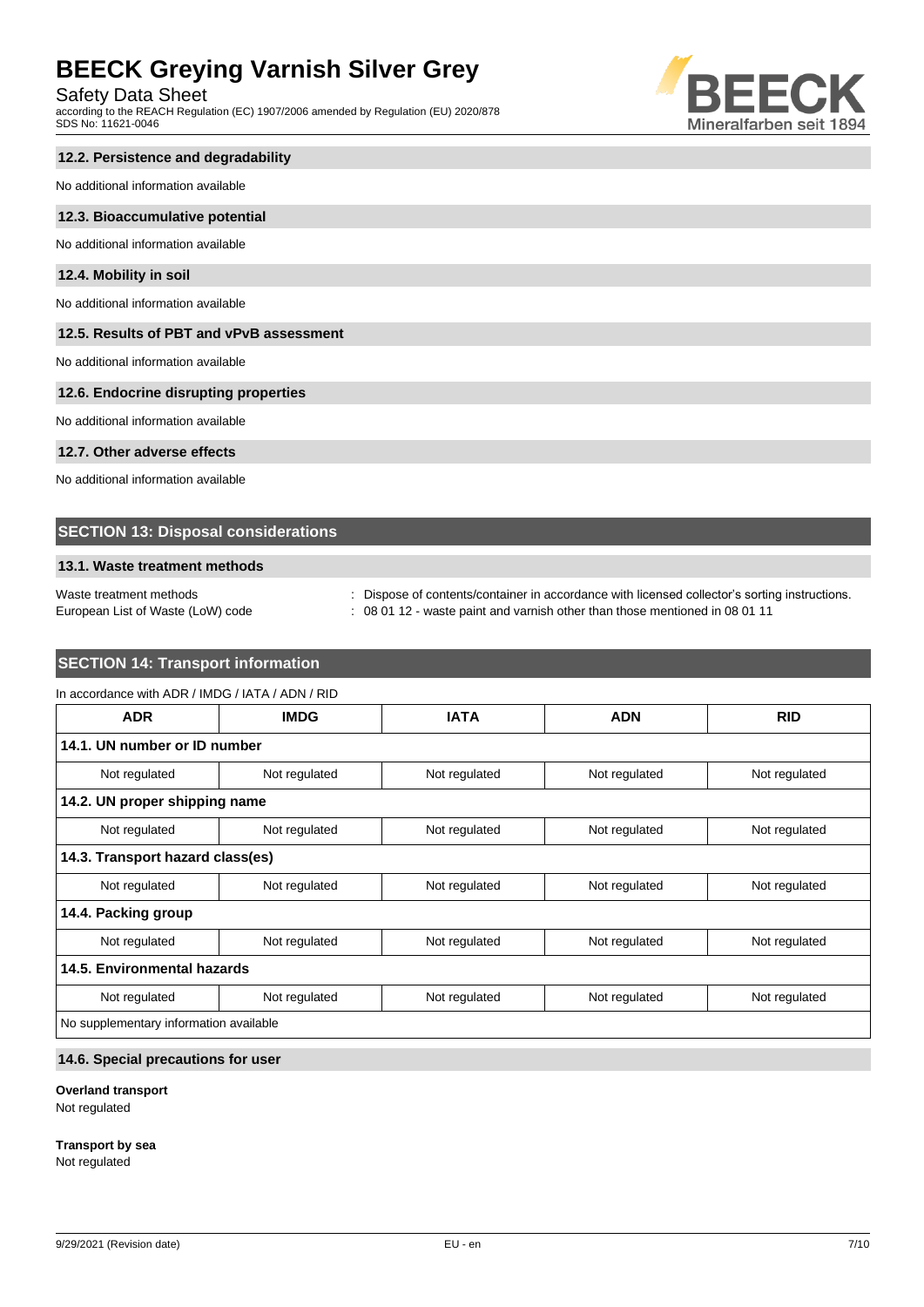### 12.2. Persistence and degradability

No additional information available

### 12.3. Bioaccumulative potential

No additional information available

### 12.4. Mobility in soil

No additional information available

### 12.5. Results of PBT and vPvB assessment

No additional information available

### 12.6. Endocrine disrupting properties

No additional information available

### 12.7. Other adverse effects

No additional information available

## SECTION 13: Disposal considerations

### 13.1. Waste treatment methods

Waste treatment methods : Dispose of contents/container in accordance with licensed collector's sorting instructions.

European List of Waste (LoW) code : 08 01 12 - waste paint and varnish other than those mentioned in 08 01 11

## SECTION 14: Transport information

In accordance with ADR / IMDG / IATA / ADN / RID

| ADR | IMDG | IATA | ADN | RID |
|---|---|---|---|---|
| **14.1. UN number or ID number** | | | | |
| Not regulated | Not regulated | Not regulated | Not regulated | Not regulated |
| **14.2. UN proper shipping name** | | | | |
| Not regulated | Not regulated | Not regulated | Not regulated | Not regulated |
| **14.3. Transport hazard class(es)** | | | | |
| Not regulated | Not regulated | Not regulated | Not regulated | Not regulated |
| **14.4. Packing group** | | | | |
| Not regulated | Not regulated | Not regulated | Not regulated | Not regulated |
| **14.5. Environmental hazards** | | | | |
| Not regulated | Not regulated | Not regulated | Not regulated | Not regulated |
| No supplementary information available | | | | |

### 14.6. Special precautions for user

**Overland transport**

Not regulated

**Transport by sea**

Not regulated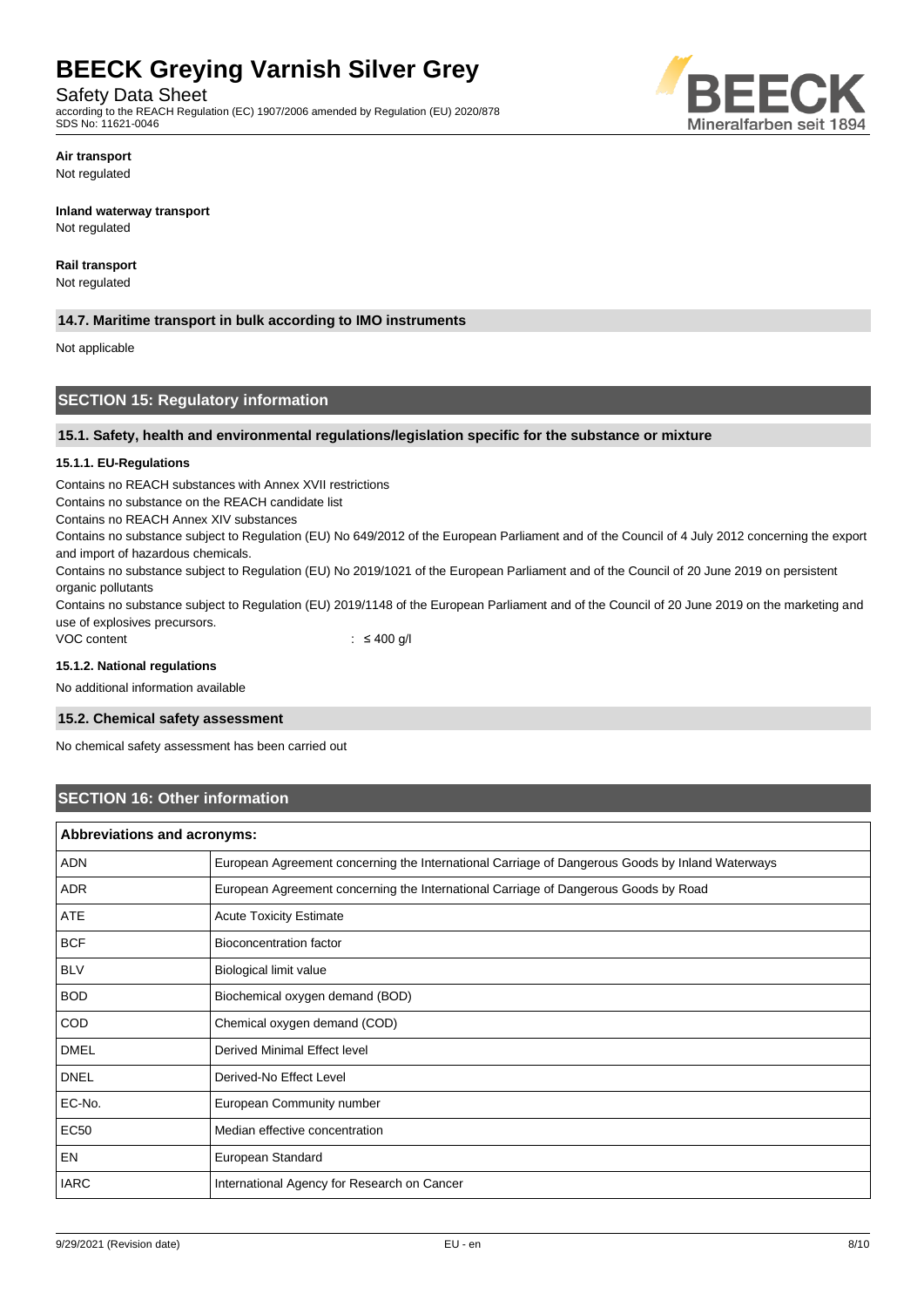**Air transport**

Not regulated

**Inland waterway transport**

Not regulated

**Rail transport**

Not regulated

### 14.7. Maritime transport in bulk according to IMO instruments

Not applicable

## SECTION 15: Regulatory information

### 15.1. Safety, health and environmental regulations/legislation specific for the substance or mixture

#### 15.1.1. EU-Regulations

Contains no REACH substances with Annex XVII restrictions

Contains no substance on the REACH candidate list

Contains no REACH Annex XIV substances

Contains no substance subject to Regulation (EU) No 649/2012 of the European Parliament and of the Council of 4 July 2012 concerning the export and import of hazardous chemicals.

Contains no substance subject to Regulation (EU) No 2019/1021 of the European Parliament and of the Council of 20 June 2019 on persistent organic pollutants

Contains no substance subject to Regulation (EU) 2019/1148 of the European Parliament and of the Council of 20 June 2019 on the marketing and use of explosives precursors.

VOC content : ≤ 400 g/l

#### 15.1.2. National regulations

No additional information available

### 15.2. Chemical safety assessment

No chemical safety assessment has been carried out

## SECTION 16: Other information

| Abbreviations and acronyms: | |
|---|---|
| ADN | European Agreement concerning the International Carriage of Dangerous Goods by Inland Waterways |
| ADR | European Agreement concerning the International Carriage of Dangerous Goods by Road |
| ATE | Acute Toxicity Estimate |
| BCF | Bioconcentration factor |
| BLV | Biological limit value |
| BOD | Biochemical oxygen demand (BOD) |
| COD | Chemical oxygen demand (COD) |
| DMEL | Derived Minimal Effect level |
| DNEL | Derived-No Effect Level |
| EC-No. | European Community number |
| EC50 | Median effective concentration |
| EN | European Standard |
| IARC | International Agency for Research on Cancer |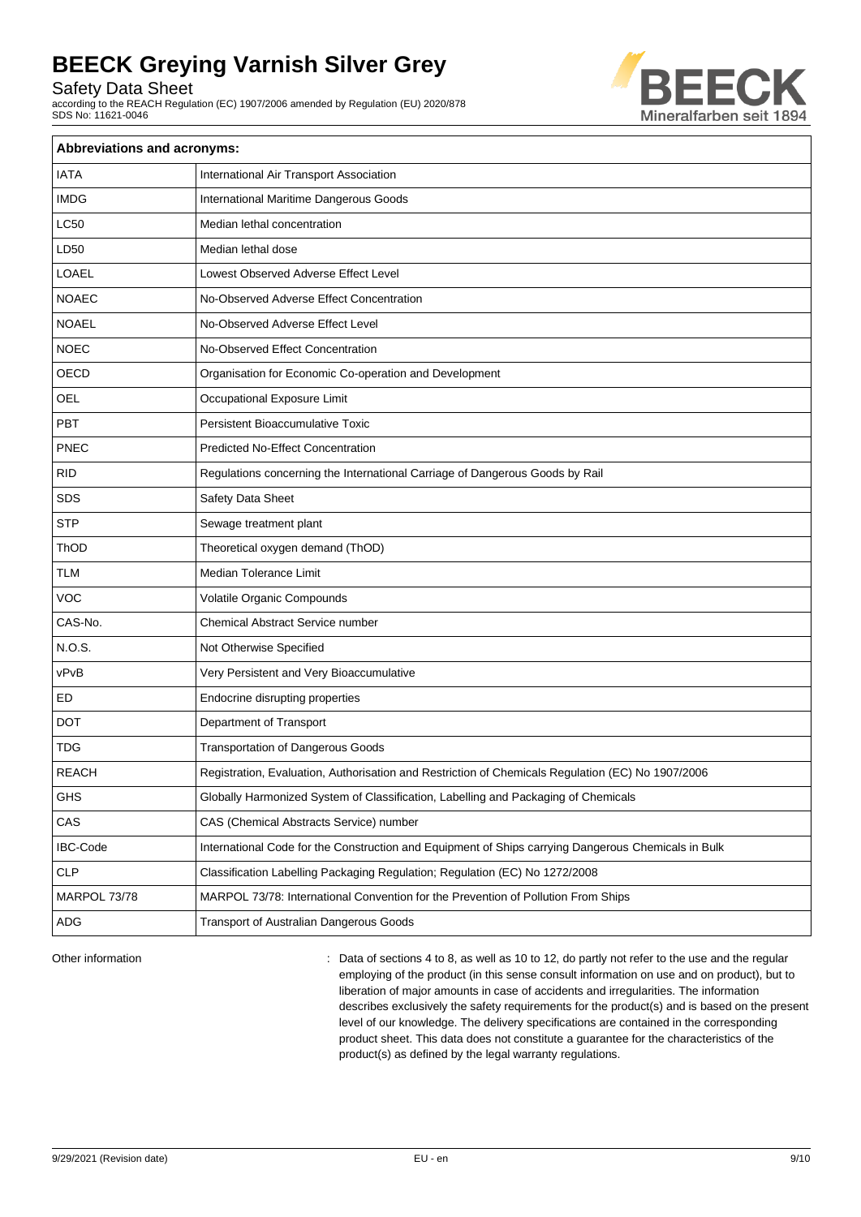| Abbreviations and acronyms: | |
|---|---|
| IATA | International Air Transport Association |
| IMDG | International Maritime Dangerous Goods |
| LC50 | Median lethal concentration |
| LD50 | Median lethal dose |
| LOAEL | Lowest Observed Adverse Effect Level |
| NOAEC | No-Observed Adverse Effect Concentration |
| NOAEL | No-Observed Adverse Effect Level |
| NOEC | No-Observed Effect Concentration |
| OECD | Organisation for Economic Co-operation and Development |
| OEL | Occupational Exposure Limit |
| PBT | Persistent Bioaccumulative Toxic |
| PNEC | Predicted No-Effect Concentration |
| RID | Regulations concerning the International Carriage of Dangerous Goods by Rail |
| SDS | Safety Data Sheet |
| STP | Sewage treatment plant |
| ThOD | Theoretical oxygen demand (ThOD) |
| TLM | Median Tolerance Limit |
| VOC | Volatile Organic Compounds |
| CAS-No. | Chemical Abstract Service number |
| N.O.S. | Not Otherwise Specified |
| vPvB | Very Persistent and Very Bioaccumulative |
| ED | Endocrine disrupting properties |
| DOT | Department of Transport |
| TDG | Transportation of Dangerous Goods |
| REACH | Registration, Evaluation, Authorisation and Restriction of Chemicals Regulation (EC) No 1907/2006 |
| GHS | Globally Harmonized System of Classification, Labelling and Packaging of Chemicals |
| CAS | CAS (Chemical Abstracts Service) number |
| IBC-Code | International Code for the Construction and Equipment of Ships carrying Dangerous Chemicals in Bulk |
| CLP | Classification Labelling Packaging Regulation; Regulation (EC) No 1272/2008 |
| MARPOL 73/78 | MARPOL 73/78: International Convention for the Prevention of Pollution From Ships |
| ADG | Transport of Australian Dangerous Goods |

Other information : Data of sections 4 to 8, as well as 10 to 12, do partly not refer to the use and the regular employing of the product (in this sense consult information on use and on product), but to liberation of major amounts in case of accidents and irregularities. The information describes exclusively the safety requirements for the product(s) and is based on the present level of our knowledge. The delivery specifications are contained in the corresponding product sheet. This data does not constitute a guarantee for the characteristics of the product(s) as defined by the legal warranty regulations.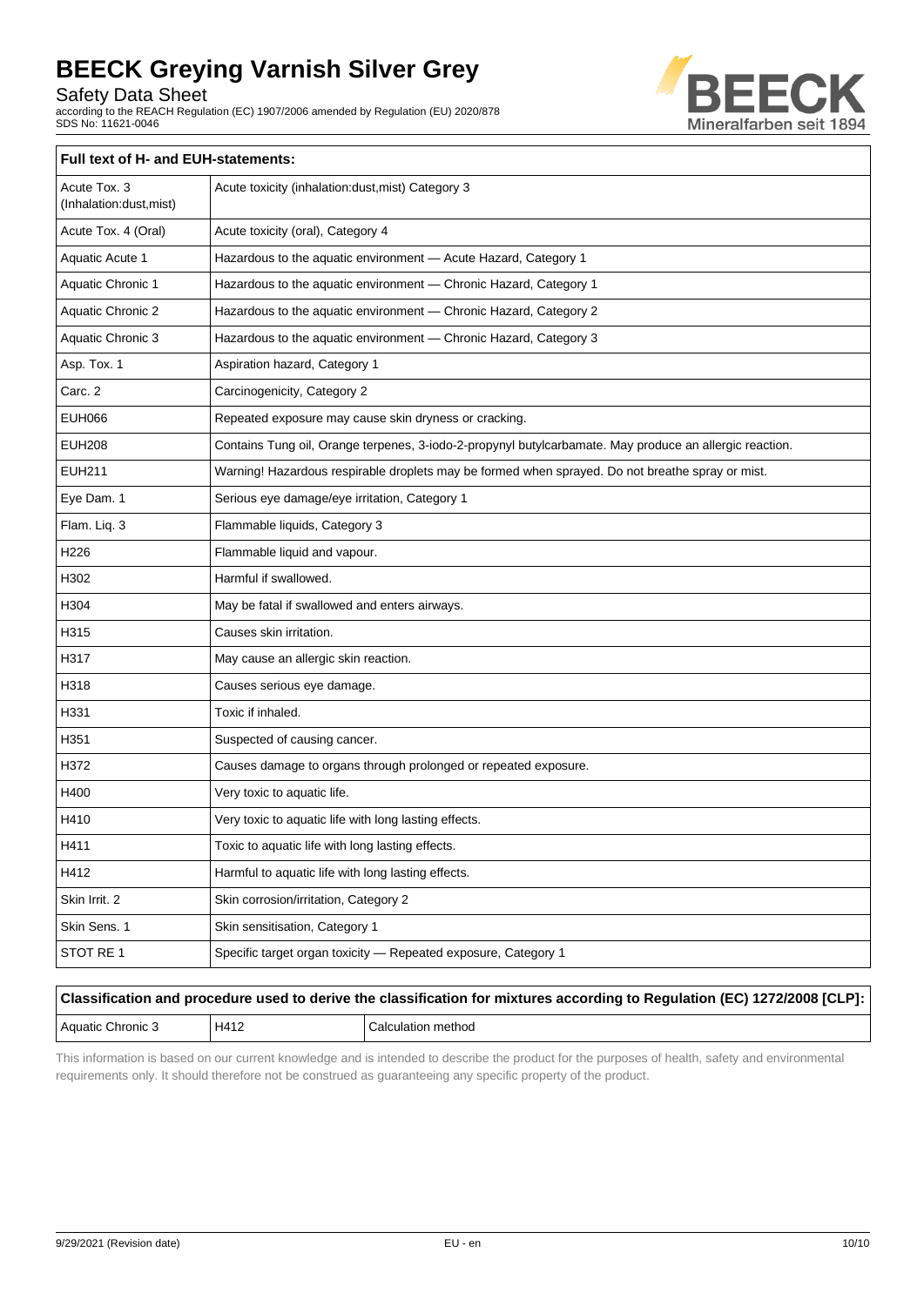| Full text of H- and EUH-statements: | |
|---|---|
| Acute Tox. 3 (Inhalation:dust,mist) | Acute toxicity (inhalation:dust,mist) Category 3 |
| Acute Tox. 4 (Oral) | Acute toxicity (oral), Category 4 |
| Aquatic Acute 1 | Hazardous to the aquatic environment — Acute Hazard, Category 1 |
| Aquatic Chronic 1 | Hazardous to the aquatic environment — Chronic Hazard, Category 1 |
| Aquatic Chronic 2 | Hazardous to the aquatic environment — Chronic Hazard, Category 2 |
| Aquatic Chronic 3 | Hazardous to the aquatic environment — Chronic Hazard, Category 3 |
| Asp. Tox. 1 | Aspiration hazard, Category 1 |
| Carc. 2 | Carcinogenicity, Category 2 |
| EUH066 | Repeated exposure may cause skin dryness or cracking. |
| EUH208 | Contains Tung oil, Orange terpenes, 3-iodo-2-propynyl butylcarbamate. May produce an allergic reaction. |
| EUH211 | Warning! Hazardous respirable droplets may be formed when sprayed. Do not breathe spray or mist. |
| Eye Dam. 1 | Serious eye damage/eye irritation, Category 1 |
| Flam. Liq. 3 | Flammable liquids, Category 3 |
| H226 | Flammable liquid and vapour. |
| H302 | Harmful if swallowed. |
| H304 | May be fatal if swallowed and enters airways. |
| H315 | Causes skin irritation. |
| H317 | May cause an allergic skin reaction. |
| H318 | Causes serious eye damage. |
| H331 | Toxic if inhaled. |
| H351 | Suspected of causing cancer. |
| H372 | Causes damage to organs through prolonged or repeated exposure. |
| H400 | Very toxic to aquatic life. |
| H410 | Very toxic to aquatic life with long lasting effects. |
| H411 | Toxic to aquatic life with long lasting effects. |
| H412 | Harmful to aquatic life with long lasting effects. |
| Skin Irrit. 2 | Skin corrosion/irritation, Category 2 |
| Skin Sens. 1 | Skin sensitisation, Category 1 |
| STOT RE 1 | Specific target organ toxicity — Repeated exposure, Category 1 |

| Classification and procedure used to derive the classification for mixtures according to Regulation (EC) 1272/2008 [CLP]: | | |
|---|---|---|
| Aquatic Chronic 3 | H412 | Calculation method |

This information is based on our current knowledge and is intended to describe the product for the purposes of health, safety and environmental requirements only. It should therefore not be construed as guaranteeing any specific property of the product.